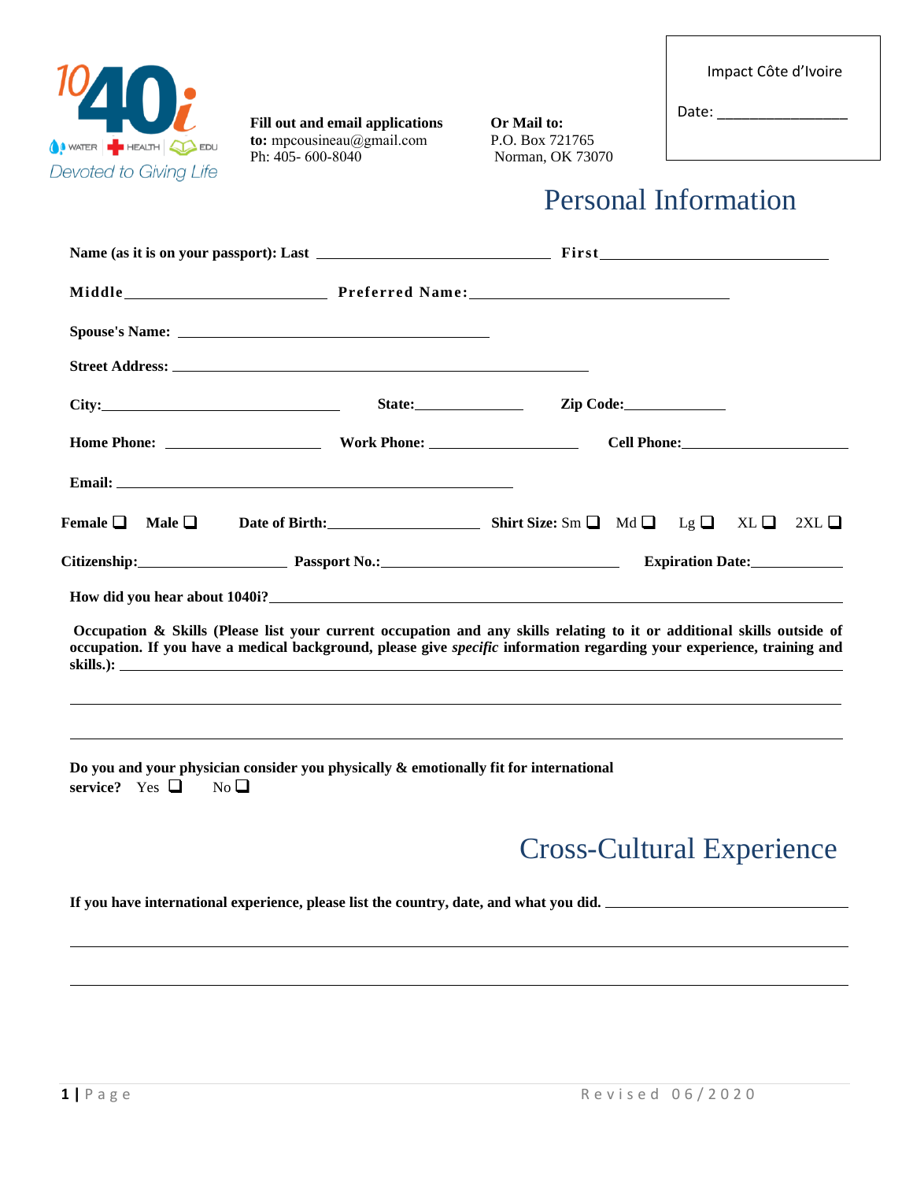1040i WATER | HEALTH | EDU
Devoted to Giving Life

**Fill out and email applications to:** mpcousineau@gmail.com
Ph: 405- 600-8040

**Or Mail to:**
P.O. Box 721765
Norman, OK 73070

Impact Côte d'Ivoire

Date: ________________

# Personal Information

**Name (as it is on your passport): Last** ____________________________ **First** ____________________________

**Middle** ________________________ **Preferred Name:** ________________________________

**Spouse's Name:** ______________________________________

**Street Address:** __________________________________________________

**City:** ____________________________ **State:** ______________ **Zip Code:** ____________

**Home Phone:** __________________ **Work Phone:** __________________ **Cell Phone:** ____________________

**Email:** ____________________________________________________

**Female** ❑ **Male** ❑ **Date of Birth:** __________________ **Shirt Size:** Sm ❑ Md ❑ Lg ❑ XL ❑ 2XL ❑

**Citizenship:** __________________ **Passport No.:** ______________________________ **Expiration Date:** ____________

**How did you hear about 1040i?** ______________________________________________________________________

**Occupation & Skills (Please list your current occupation and any skills relating to it or additional skills outside of occupation. If you have a medical background, please give *specific* information regarding your experience, training and skills.):** ______________________________________________________________

______________________________________________________________________________________

______________________________________________________________________________________

**Do you and your physician consider you physically & emotionally fit for international service?** Yes ❑ No ❑

# Cross-Cultural Experience

**If you have international experience, please list the country, date, and what you did.** ____________________________

______________________________________________________________________________________

______________________________________________________________________________________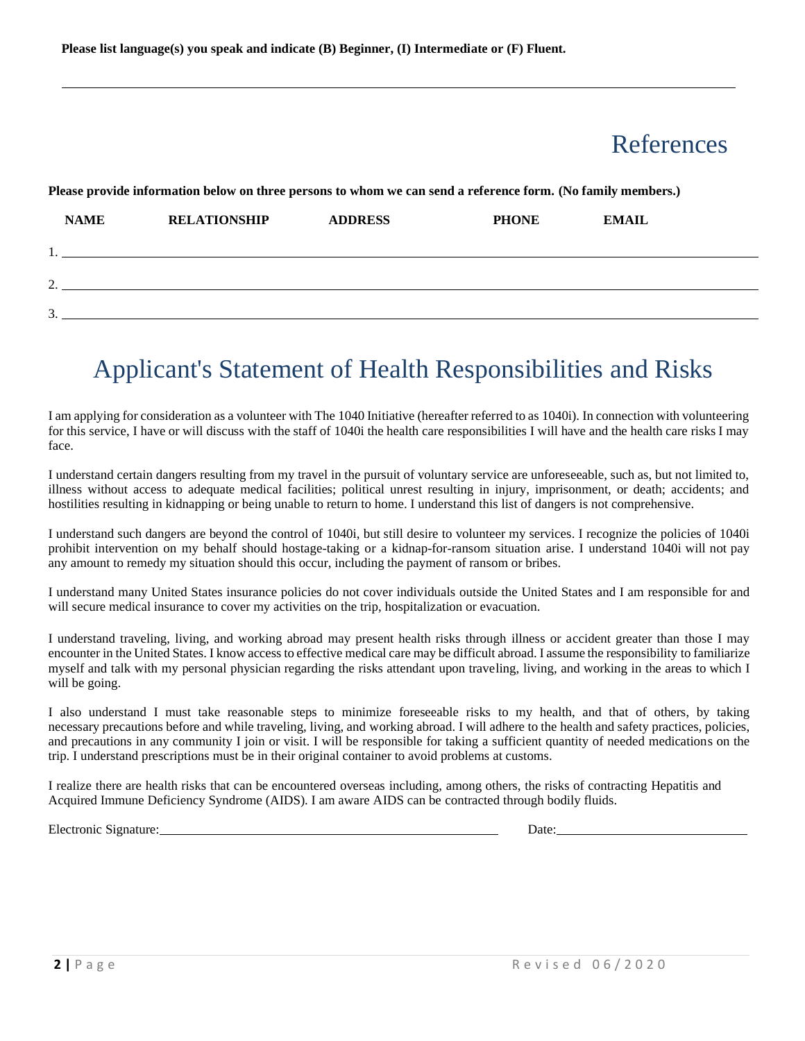**Please list language(s) you speak and indicate (B) Beginner, (I) Intermediate or (F) Fluent.**

_______________________________________________________________________________

# References

**Please provide information below on three persons to whom we can send a reference form. (No family members.)**

| NAME | RELATIONSHIP | ADDRESS | PHONE | EMAIL |
|---|---|---|---|---|
| 1. | | | | |
| 2. | | | | |
| 3. | | | | |

# Applicant's Statement of Health Responsibilities and Risks

I am applying for consideration as a volunteer with The 1040 Initiative (hereafter referred to as 1040i). In connection with volunteering for this service, I have or will discuss with the staff of 1040i the health care responsibilities I will have and the health care risks I may face.

I understand certain dangers resulting from my travel in the pursuit of voluntary service are unforeseeable, such as, but not limited to, illness without access to adequate medical facilities; political unrest resulting in injury, imprisonment, or death; accidents; and hostilities resulting in kidnapping or being unable to return to home. I understand this list of dangers is not comprehensive.

I understand such dangers are beyond the control of 1040i, but still desire to volunteer my services. I recognize the policies of 1040i prohibit intervention on my behalf should hostage-taking or a kidnap-for-ransom situation arise. I understand 1040i will not pay any amount to remedy my situation should this occur, including the payment of ransom or bribes.

I understand many United States insurance policies do not cover individuals outside the United States and I am responsible for and will secure medical insurance to cover my activities on the trip, hospitalization or evacuation.

I understand traveling, living, and working abroad may present health risks through illness or accident greater than those I may encounter in the United States. I know access to effective medical care may be difficult abroad. I assume the responsibility to familiarize myself and talk with my personal physician regarding the risks attendant upon traveling, living, and working in the areas to which I will be going.

I also understand I must take reasonable steps to minimize foreseeable risks to my health, and that of others, by taking necessary precautions before and while traveling, living, and working abroad. I will adhere to the health and safety practices, policies, and precautions in any community I join or visit. I will be responsible for taking a sufficient quantity of needed medications on the trip. I understand prescriptions must be in their original container to avoid problems at customs.

I realize there are health risks that can be encountered overseas including, among others, the risks of contracting Hepatitis and Acquired Immune Deficiency Syndrome (AIDS). I am aware AIDS can be contracted through bodily fluids.

Electronic Signature:______________________________ Date:____________________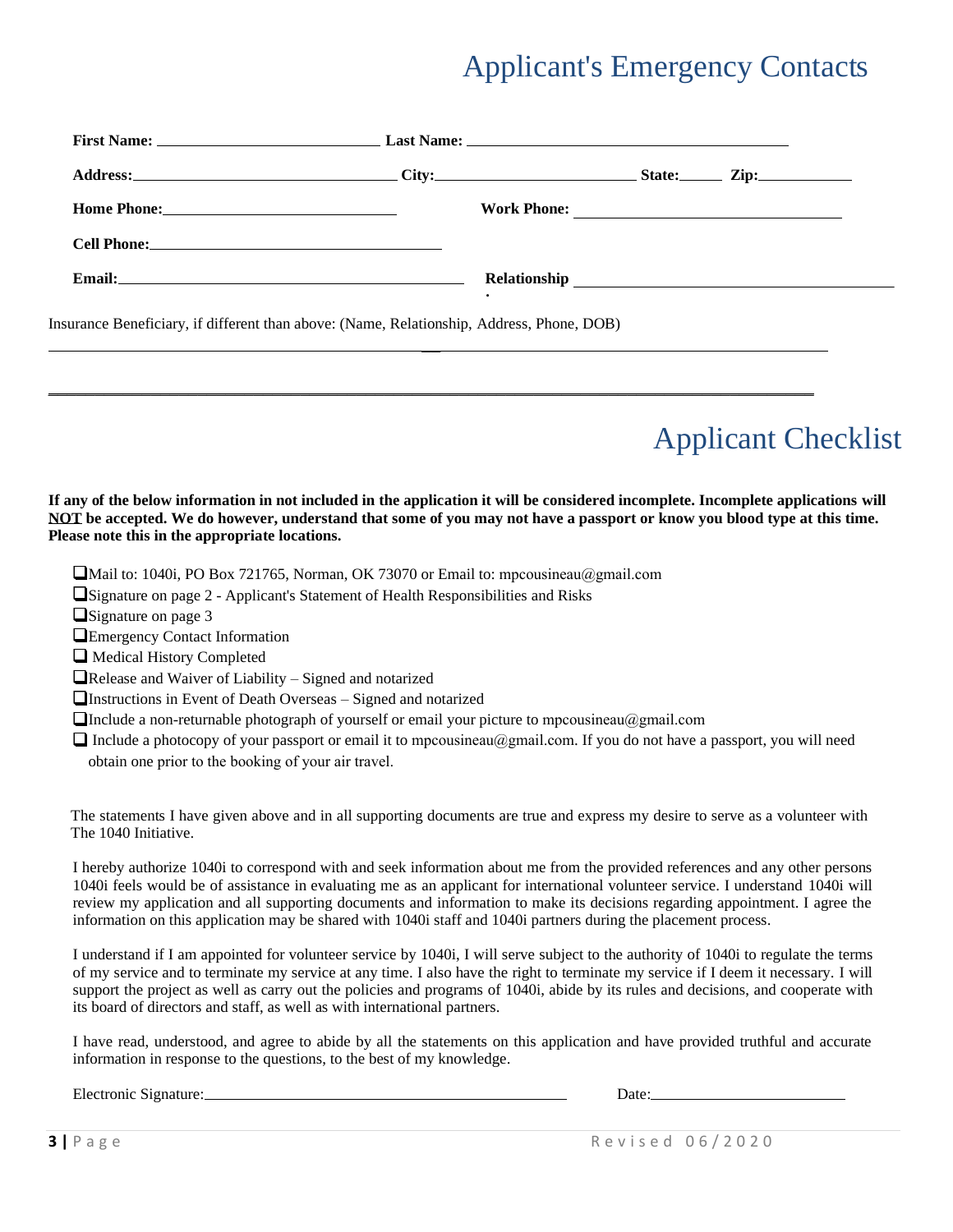# Applicant's Emergency Contacts

**First Name:** ____________________ **Last Name:** ______________________________

**Address:** ________________________ **City:** __________________ **State:** _____ **Zip:** _________

**Home Phone:** ____________________ **Work Phone:** ________________________

**Cell Phone:** ___________________________

**Email:** ________________________________ **Relationship** ______________________________

Insurance Beneficiary, if different than above: (Name, Relationship, Address, Phone, DOB)

_______________________________________________________________________________

_______________________________________________________________________________

# Applicant Checklist

**If any of the below information in not included in the application it will be considered incomplete. Incomplete applications will <u>NOT</u> be accepted. We do however, understand that some of you may not have a passport or know you blood type at this time. Please note this in the appropriate locations.**

- ❑ Mail to: 1040i, PO Box 721765, Norman, OK 73070 or Email to: mpcousineau@gmail.com
- ❑ Signature on page 2 - Applicant's Statement of Health Responsibilities and Risks
- ❑ Signature on page 3
- ❑ Emergency Contact Information
- ❑ Medical History Completed
- ❑ Release and Waiver of Liability – Signed and notarized
- ❑ Instructions in Event of Death Overseas – Signed and notarized
- ❑ Include a non-returnable photograph of yourself or email your picture to mpcousineau@gmail.com
- ❑ Include a photocopy of your passport or email it to mpcousineau@gmail.com. If you do not have a passport, you will need obtain one prior to the booking of your air travel.

The statements I have given above and in all supporting documents are true and express my desire to serve as a volunteer with The 1040 Initiative.

I hereby authorize 1040i to correspond with and seek information about me from the provided references and any other persons 1040i feels would be of assistance in evaluating me as an applicant for international volunteer service. I understand 1040i will review my application and all supporting documents and information to make its decisions regarding appointment. I agree the information on this application may be shared with 1040i staff and 1040i partners during the placement process.

I understand if I am appointed for volunteer service by 1040i, I will serve subject to the authority of 1040i to regulate the terms of my service and to terminate my service at any time. I also have the right to terminate my service if I deem it necessary. I will support the project as well as carry out the policies and programs of 1040i, abide by its rules and decisions, and cooperate with its board of directors and staff, as well as with international partners.

I have read, understood, and agree to abide by all the statements on this application and have provided truthful and accurate information in response to the questions, to the best of my knowledge.

Electronic Signature: ______________________________ Date: ________________

Revised 06/2020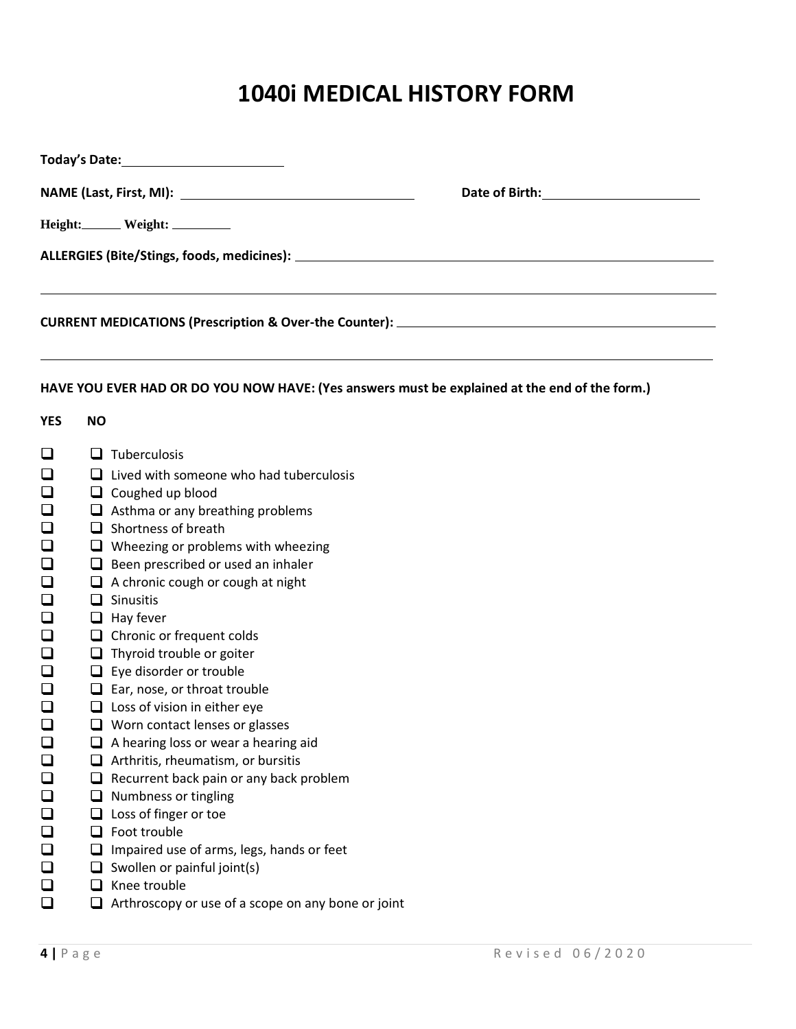# 1040i MEDICAL HISTORY FORM

**Today's Date:** ____________________

**NAME (Last, First, MI):** ______________________________ **Date of Birth:** ____________________

**Height:** ______ **Weight:** _________

**ALLERGIES (Bite/Stings, foods, medicines):** ______________________________________________________

______________________________________________________________________________

**CURRENT MEDICATIONS (Prescription & Over-the Counter):** ____________________________________________

______________________________________________________________________________

**HAVE YOU EVER HAD OR DO YOU NOW HAVE: (Yes answers must be explained at the end of the form.)**

| YES | NO | |
|---|---|---|
| ☐ | ☐ | Tuberculosis |
| ☐ | ☐ | Lived with someone who had tuberculosis |
| ☐ | ☐ | Coughed up blood |
| ☐ | ☐ | Asthma or any breathing problems |
| ☐ | ☐ | Shortness of breath |
| ☐ | ☐ | Wheezing or problems with wheezing |
| ☐ | ☐ | Been prescribed or used an inhaler |
| ☐ | ☐ | A chronic cough or cough at night |
| ☐ | ☐ | Sinusitis |
| ☐ | ☐ | Hay fever |
| ☐ | ☐ | Chronic or frequent colds |
| ☐ | ☐ | Thyroid trouble or goiter |
| ☐ | ☐ | Eye disorder or trouble |
| ☐ | ☐ | Ear, nose, or throat trouble |
| ☐ | ☐ | Loss of vision in either eye |
| ☐ | ☐ | Worn contact lenses or glasses |
| ☐ | ☐ | A hearing loss or wear a hearing aid |
| ☐ | ☐ | Arthritis, rheumatism, or bursitis |
| ☐ | ☐ | Recurrent back pain or any back problem |
| ☐ | ☐ | Numbness or tingling |
| ☐ | ☐ | Loss of finger or toe |
| ☐ | ☐ | Foot trouble |
| ☐ | ☐ | Impaired use of arms, legs, hands or feet |
| ☐ | ☐ | Swollen or painful joint(s) |
| ☐ | ☐ | Knee trouble |
| ☐ | ☐ | Arthroscopy or use of a scope on any bone or joint |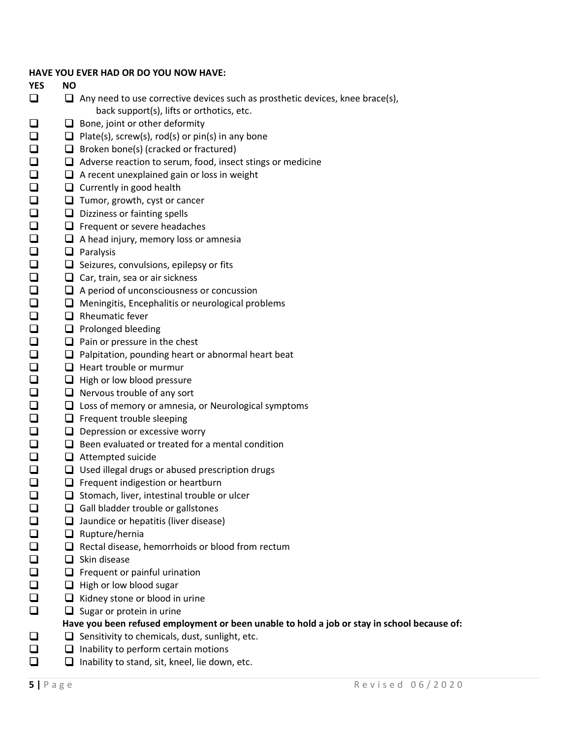**HAVE YOU EVER HAD OR DO YOU NOW HAVE:**

| YES | NO | |
|---|---|---|
| ☐ | ☐ | Any need to use corrective devices such as prosthetic devices, knee brace(s), back support(s), lifts or orthotics, etc. |
| ☐ | ☐ | Bone, joint or other deformity |
| ☐ | ☐ | Plate(s), screw(s), rod(s) or pin(s) in any bone |
| ☐ | ☐ | Broken bone(s) (cracked or fractured) |
| ☐ | ☐ | Adverse reaction to serum, food, insect stings or medicine |
| ☐ | ☐ | A recent unexplained gain or loss in weight |
| ☐ | ☐ | Currently in good health |
| ☐ | ☐ | Tumor, growth, cyst or cancer |
| ☐ | ☐ | Dizziness or fainting spells |
| ☐ | ☐ | Frequent or severe headaches |
| ☐ | ☐ | A head injury, memory loss or amnesia |
| ☐ | ☐ | Paralysis |
| ☐ | ☐ | Seizures, convulsions, epilepsy or fits |
| ☐ | ☐ | Car, train, sea or air sickness |
| ☐ | ☐ | A period of unconsciousness or concussion |
| ☐ | ☐ | Meningitis, Encephalitis or neurological problems |
| ☐ | ☐ | Rheumatic fever |
| ☐ | ☐ | Prolonged bleeding |
| ☐ | ☐ | Pain or pressure in the chest |
| ☐ | ☐ | Palpitation, pounding heart or abnormal heart beat |
| ☐ | ☐ | Heart trouble or murmur |
| ☐ | ☐ | High or low blood pressure |
| ☐ | ☐ | Nervous trouble of any sort |
| ☐ | ☐ | Loss of memory or amnesia, or Neurological symptoms |
| ☐ | ☐ | Frequent trouble sleeping |
| ☐ | ☐ | Depression or excessive worry |
| ☐ | ☐ | Been evaluated or treated for a mental condition |
| ☐ | ☐ | Attempted suicide |
| ☐ | ☐ | Used illegal drugs or abused prescription drugs |
| ☐ | ☐ | Frequent indigestion or heartburn |
| ☐ | ☐ | Stomach, liver, intestinal trouble or ulcer |
| ☐ | ☐ | Gall bladder trouble or gallstones |
| ☐ | ☐ | Jaundice or hepatitis (liver disease) |
| ☐ | ☐ | Rupture/hernia |
| ☐ | ☐ | Rectal disease, hemorrhoids or blood from rectum |
| ☐ | ☐ | Skin disease |
| ☐ | ☐ | Frequent or painful urination |
| ☐ | ☐ | High or low blood sugar |
| ☐ | ☐ | Kidney stone or blood in urine |
| ☐ | ☐ | Sugar or protein in urine |
| | | **Have you been refused employment or been unable to hold a job or stay in school because of:** |
| ☐ | ☐ | Sensitivity to chemicals, dust, sunlight, etc. |
| ☐ | ☐ | Inability to perform certain motions |
| ☐ | ☐ | Inability to stand, sit, kneel, lie down, etc. |

Revised 06/2020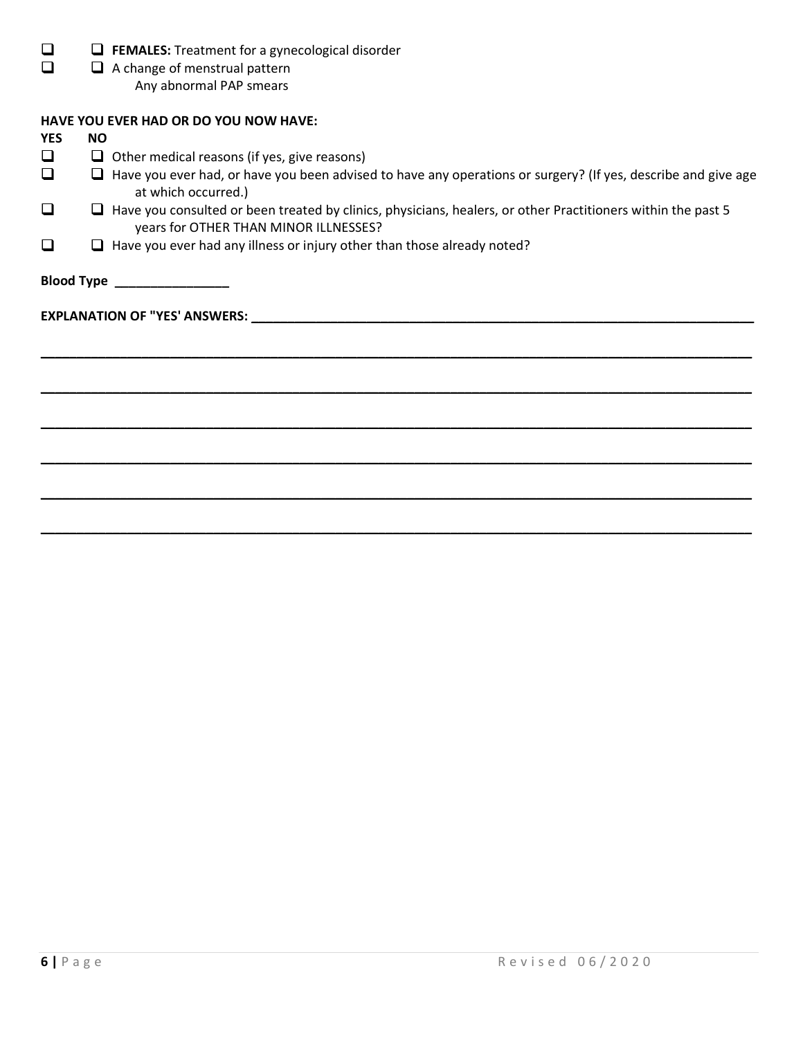- ☐ ☐ **FEMALES:** Treatment for a gynecological disorder
- ☐ ☐ A change of menstrual pattern
  Any abnormal PAP smears

**HAVE YOU EVER HAD OR DO YOU NOW HAVE:**

**YES NO**

- ☐ ☐ Other medical reasons (if yes, give reasons)
- ☐ ☐ Have you ever had, or have you been advised to have any operations or surgery? (If yes, describe and give age at which occurred.)
- ☐ ☐ Have you consulted or been treated by clinics, physicians, healers, or other Practitioners within the past 5 years for OTHER THAN MINOR ILLNESSES?
- ☐ ☐ Have you ever had any illness or injury other than those already noted?

**Blood Type** ________________

**EXPLANATION OF "YES' ANSWERS:** ________________________________________________________________________

____________________________________________________________________________________________________

____________________________________________________________________________________________________

____________________________________________________________________________________________________

____________________________________________________________________________________________________

____________________________________________________________________________________________________

____________________________________________________________________________________________________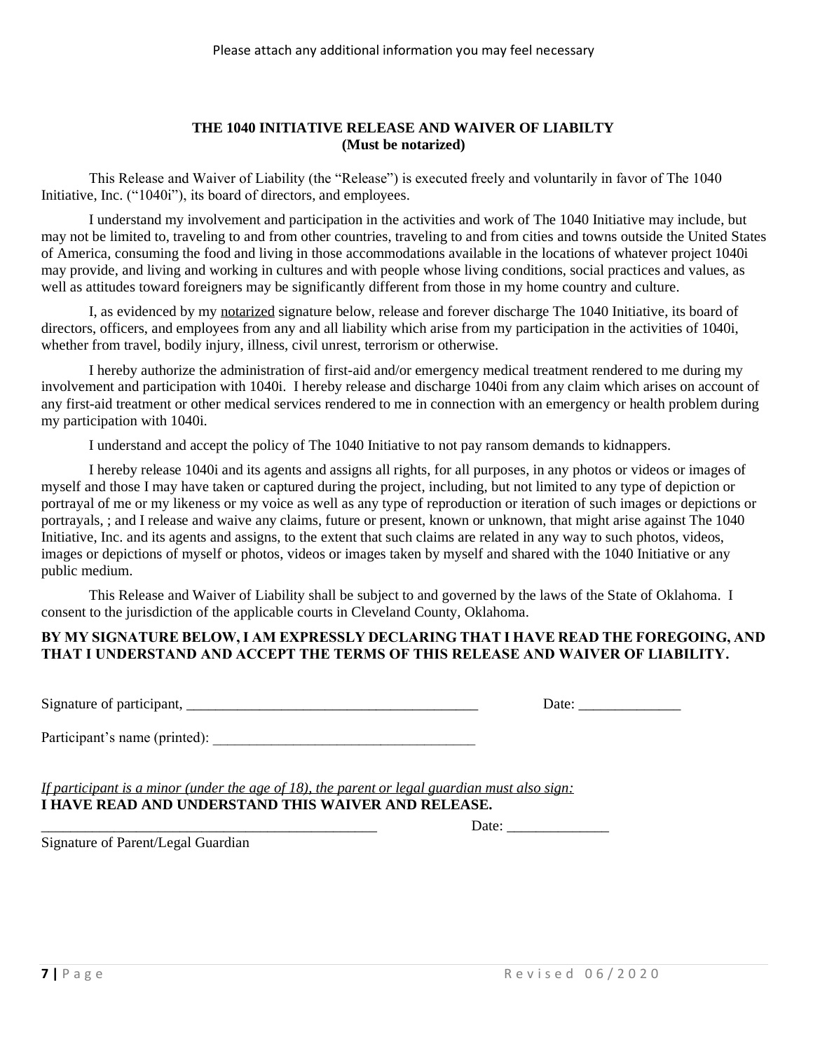Please attach any additional information you may feel necessary

## THE 1040 INITIATIVE RELEASE AND WAIVER OF LIABILTY
### (Must be notarized)

This Release and Waiver of Liability (the "Release") is executed freely and voluntarily in favor of The 1040 Initiative, Inc. ("1040i"), its board of directors, and employees.

I understand my involvement and participation in the activities and work of The 1040 Initiative may include, but may not be limited to, traveling to and from other countries, traveling to and from cities and towns outside the United States of America, consuming the food and living in those accommodations available in the locations of whatever project 1040i may provide, and living and working in cultures and with people whose living conditions, social practices and values, as well as attitudes toward foreigners may be significantly different from those in my home country and culture.

I, as evidenced by my notarized signature below, release and forever discharge The 1040 Initiative, its board of directors, officers, and employees from any and all liability which arise from my participation in the activities of 1040i, whether from travel, bodily injury, illness, civil unrest, terrorism or otherwise.

I hereby authorize the administration of first-aid and/or emergency medical treatment rendered to me during my involvement and participation with 1040i. I hereby release and discharge 1040i from any claim which arises on account of any first-aid treatment or other medical services rendered to me in connection with an emergency or health problem during my participation with 1040i.

I understand and accept the policy of The 1040 Initiative to not pay ransom demands to kidnappers.

I hereby release 1040i and its agents and assigns all rights, for all purposes, in any photos or videos or images of myself and those I may have taken or captured during the project, including, but not limited to any type of depiction or portrayal of me or my likeness or my voice as well as any type of reproduction or iteration of such images or depictions or portrayals, ; and I release and waive any claims, future or present, known or unknown, that might arise against The 1040 Initiative, Inc. and its agents and assigns, to the extent that such claims are related in any way to such photos, videos, images or depictions of myself or photos, videos or images taken by myself and shared with the 1040 Initiative or any public medium.

This Release and Waiver of Liability shall be subject to and governed by the laws of the State of Oklahoma. I consent to the jurisdiction of the applicable courts in Cleveland County, Oklahoma.

**BY MY SIGNATURE BELOW, I AM EXPRESSLY DECLARING THAT I HAVE READ THE FOREGOING, AND THAT I UNDERSTAND AND ACCEPT THE TERMS OF THIS RELEASE AND WAIVER OF LIABILITY.**

Signature of participant, ________________________________________ Date: ______________

Participant's name (printed): ____________________________________

*If participant is a minor (under the age of 18), the parent or legal guardian must also sign:*
**I HAVE READ AND UNDERSTAND THIS WAIVER AND RELEASE.**

_______________________________________________ Date: ______________
Signature of Parent/Legal Guardian

Revised 06/2020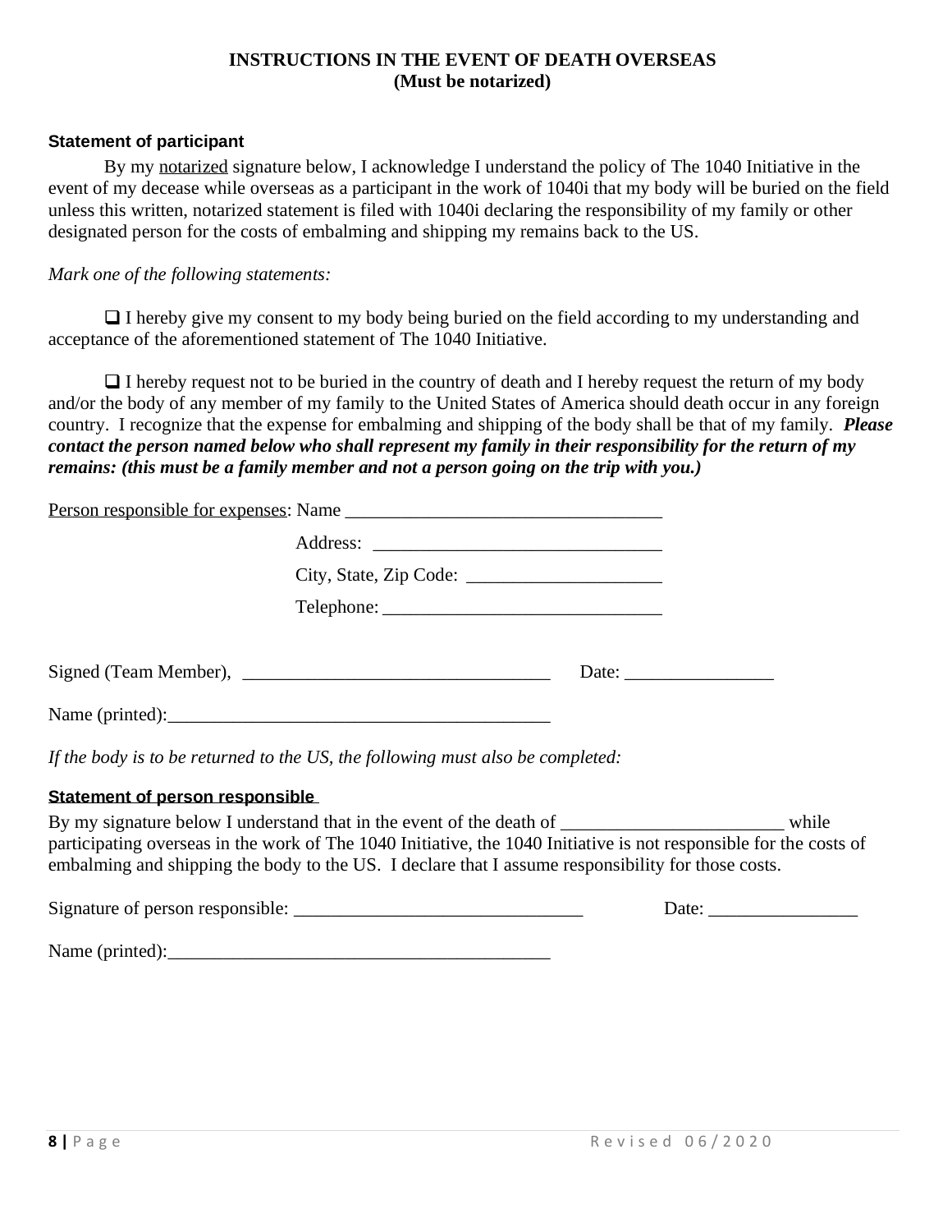# INSTRUCTIONS IN THE EVENT OF DEATH OVERSEAS
**(Must be notarized)**

**Statement of participant**

By my notarized signature below, I acknowledge I understand the policy of The 1040 Initiative in the event of my decease while overseas as a participant in the work of 1040i that my body will be buried on the field unless this written, notarized statement is filed with 1040i declaring the responsibility of my family or other designated person for the costs of embalming and shipping my remains back to the US.

*Mark one of the following statements:*

❑ I hereby give my consent to my body being buried on the field according to my understanding and acceptance of the aforementioned statement of The 1040 Initiative.

❑ I hereby request not to be buried in the country of death and I hereby request the return of my body and/or the body of any member of my family to the United States of America should death occur in any foreign country. I recognize that the expense for embalming and shipping of the body shall be that of my family. ***Please contact the person named below who shall represent my family in their responsibility for the return of my remains: (this must be a family member and not a person going on the trip with you.)***

Person responsible for expenses: Name ___________________________________

Address: _______________________________

City, State, Zip Code: _____________________

Telephone: ______________________________

Signed (Team Member), _________________________________ Date: ________________

Name (printed):__________________________________________

*If the body is to be returned to the US, the following must also be completed:*

**Statement of person responsible**

By my signature below I understand that in the event of the death of ________________________ while participating overseas in the work of The 1040 Initiative, the 1040 Initiative is not responsible for the costs of embalming and shipping the body to the US. I declare that I assume responsibility for those costs.

Signature of person responsible: _______________________________ Date: ________________

Name (printed):__________________________________________